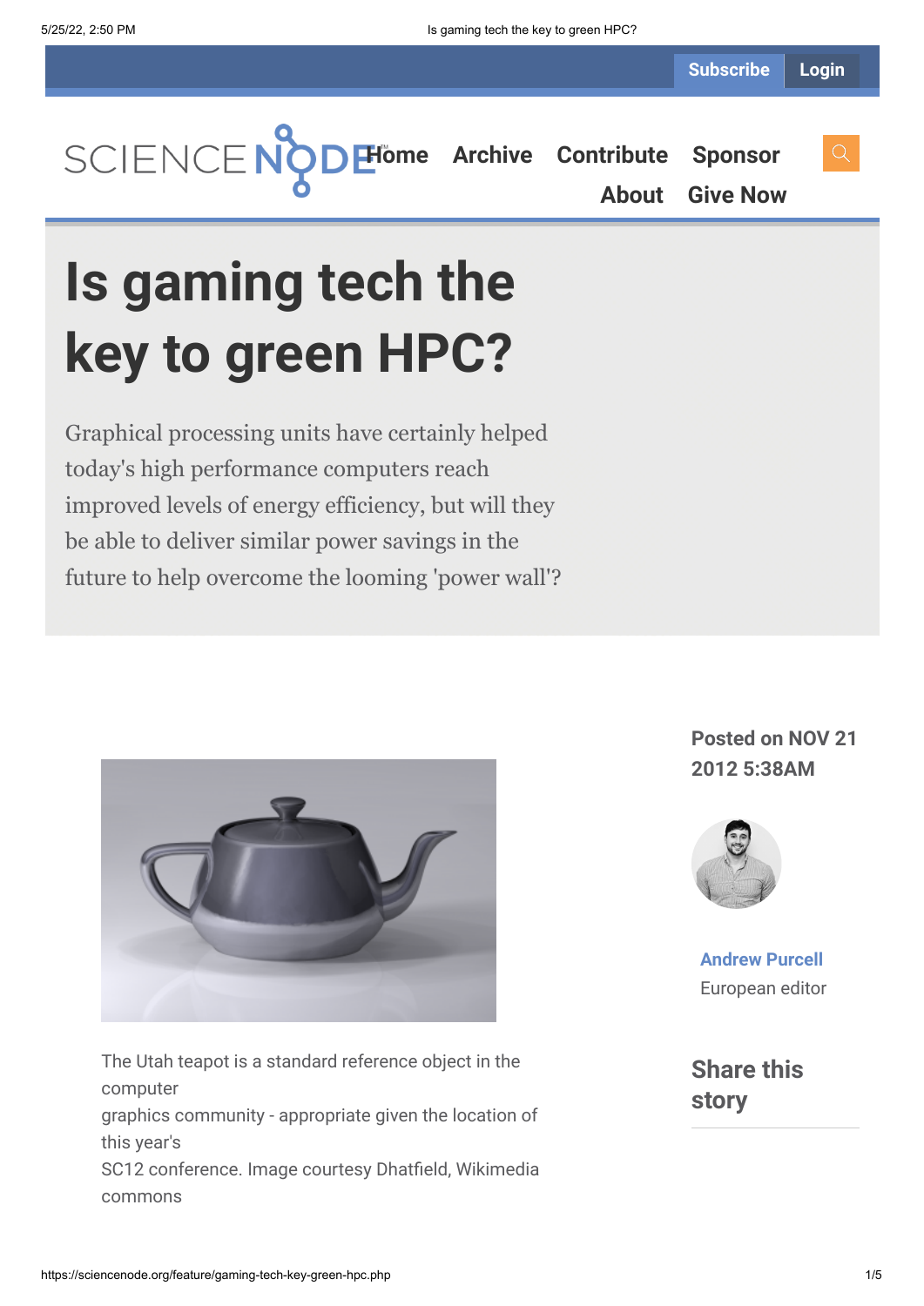# Is gaming tech the key to green HPC?

Graphical processing units have certainly helped today's high performance computers reach improved levels of energy efficiency, but will they be able to deliver similar power savings in the future to help overcome the looming 'power wall'?

The Utah teapot is a standard reference object in the computer graphics community - appropriate given the location of this year's SC12 conference. Image courtesy Dhatfield, Wikimedia commons

**Posted on NOV 21 2012 5:38AM**

**Andrew Purcell**
European editor

## Share this story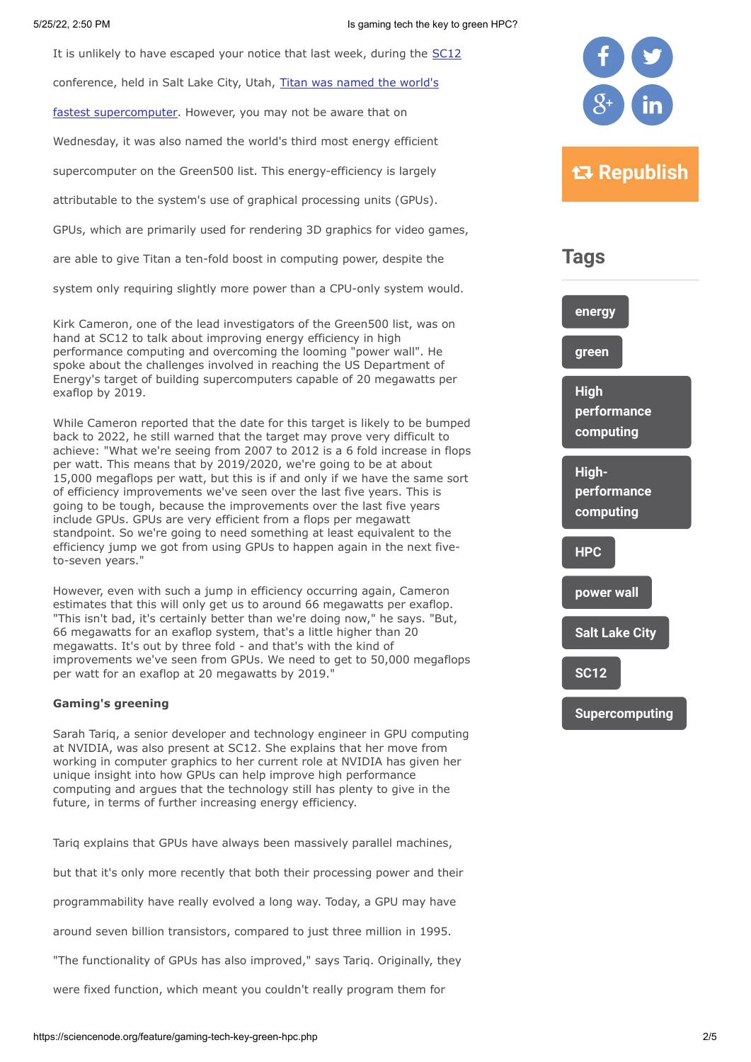It is unlikely to have escaped your notice that last week, during the SC12 conference, held in Salt Lake City, Utah, Titan was named the world's fastest supercomputer. However, you may not be aware that on Wednesday, it was also named the world's third most energy efficient supercomputer on the Green500 list. This energy-efficiency is largely attributable to the system's use of graphical processing units (GPUs). GPUs, which are primarily used for rendering 3D graphics for video games, are able to give Titan a ten-fold boost in computing power, despite the system only requiring slightly more power than a CPU-only system would.

Kirk Cameron, one of the lead investigators of the Green500 list, was on hand at SC12 to talk about improving energy efficiency in high performance computing and overcoming the looming "power wall". He spoke about the challenges involved in reaching the US Department of Energy's target of building supercomputers capable of 20 megawatts per exaflop by 2019.

While Cameron reported that the date for this target is likely to be bumped back to 2022, he still warned that the target may prove very difficult to achieve: "What we're seeing from 2007 to 2012 is a 6 fold increase in flops per watt. This means that by 2019/2020, we're going to be at about 15,000 megaflops per watt, but this is if and only if we have the same sort of efficiency improvements we've seen over the last five years. This is going to be tough, because the improvements over the last five years include GPUs. GPUs are very efficient from a flops per megawatt standpoint. So we're going to need something at least equivalent to the efficiency jump we got from using GPUs to happen again in the next five-to-seven years."

However, even with such a jump in efficiency occurring again, Cameron estimates that this will only get us to around 66 megawatts per exaflop. "This isn't bad, it's certainly better than we're doing now," he says. "But, 66 megawatts for an exaflop system, that's a little higher than 20 megawatts. It's out by three fold - and that's with the kind of improvements we've seen from GPUs. We need to get to 50,000 megaflops per watt for an exaflop at 20 megawatts by 2019."

**Gaming's greening**

Sarah Tariq, a senior developer and technology engineer in GPU computing at NVIDIA, was also present at SC12. She explains that her move from working in computer graphics to her current role at NVIDIA has given her unique insight into how GPUs can help improve high performance computing and argues that the technology still has plenty to give in the future, in terms of further increasing energy efficiency.

Tariq explains that GPUs have always been massively parallel machines, but that it's only more recently that both their processing power and their programmability have really evolved a long way. Today, a GPU may have around seven billion transistors, compared to just three million in 1995. "The functionality of GPUs has also improved," says Tariq. Originally, they were fixed function, which meant you couldn't really program them for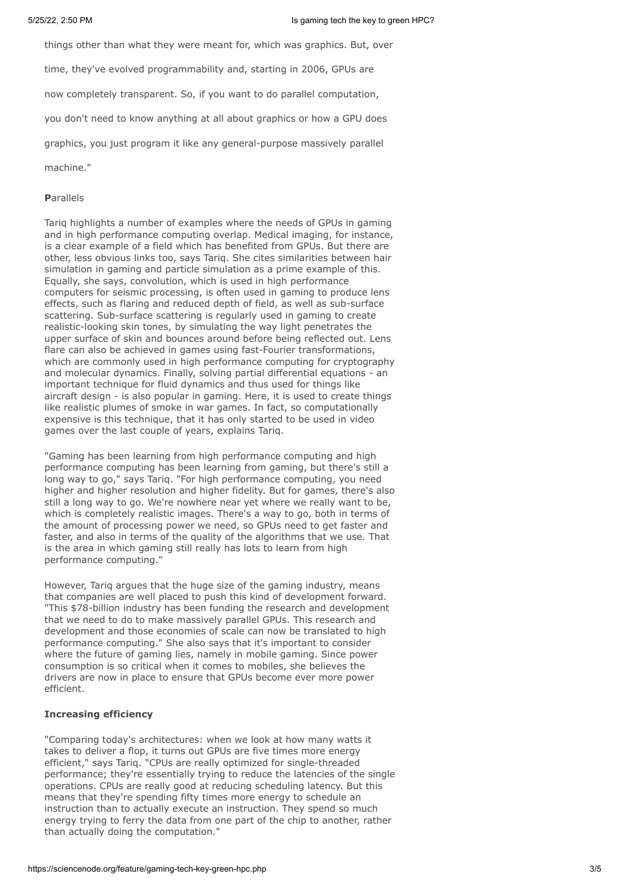things other than what they were meant for, which was graphics. But, over time, they've evolved programmability and, starting in 2006, GPUs are now completely transparent. So, if you want to do parallel computation, you don't need to know anything at all about graphics or how a GPU does graphics, you just program it like any general-purpose massively parallel machine."

**P**arallels

Tariq highlights a number of examples where the needs of GPUs in gaming and in high performance computing overlap. Medical imaging, for instance, is a clear example of a field which has benefited from GPUs. But there are other, less obvious links too, says Tariq. She cites similarities between hair simulation in gaming and particle simulation as a prime example of this. Equally, she says, convolution, which is used in high performance computers for seismic processing, is often used in gaming to produce lens effects, such as flaring and reduced depth of field, as well as sub-surface scattering. Sub-surface scattering is regularly used in gaming to create realistic-looking skin tones, by simulating the way light penetrates the upper surface of skin and bounces around before being reflected out. Lens flare can also be achieved in games using fast-Fourier transformations, which are commonly used in high performance computing for cryptography and molecular dynamics. Finally, solving partial differential equations - an important technique for fluid dynamics and thus used for things like aircraft design - is also popular in gaming. Here, it is used to create things like realistic plumes of smoke in war games. In fact, so computationally expensive is this technique, that it has only started to be used in video games over the last couple of years, explains Tariq.

"Gaming has been learning from high performance computing and high performance computing has been learning from gaming, but there's still a long way to go," says Tariq. "For high performance computing, you need higher and higher resolution and higher fidelity. But for games, there's also still a long way to go. We're nowhere near yet where we really want to be, which is completely realistic images. There's a way to go, both in terms of the amount of processing power we need, so GPUs need to get faster and faster, and also in terms of the quality of the algorithms that we use. That is the area in which gaming still really has lots to learn from high performance computing."

However, Tariq argues that the huge size of the gaming industry, means that companies are well placed to push this kind of development forward. "This $78-billion industry has been funding the research and development that we need to do to make massively parallel GPUs. This research and development and those economies of scale can now be translated to high performance computing." She also says that it's important to consider where the future of gaming lies, namely in mobile gaming. Since power consumption is so critical when it comes to mobiles, she believes the drivers are now in place to ensure that GPUs become ever more power efficient.

**Increasing efficiency**

"Comparing today's architectures: when we look at how many watts it takes to deliver a flop, it turns out GPUs are five times more energy efficient," says Tariq. "CPUs are really optimized for single-threaded performance; they're essentially trying to reduce the latencies of the single operations. CPUs are really good at reducing scheduling latency. But this means that they're spending fifty times more energy to schedule an instruction than to actually execute an instruction. They spend so much energy trying to ferry the data from one part of the chip to another, rather than actually doing the computation."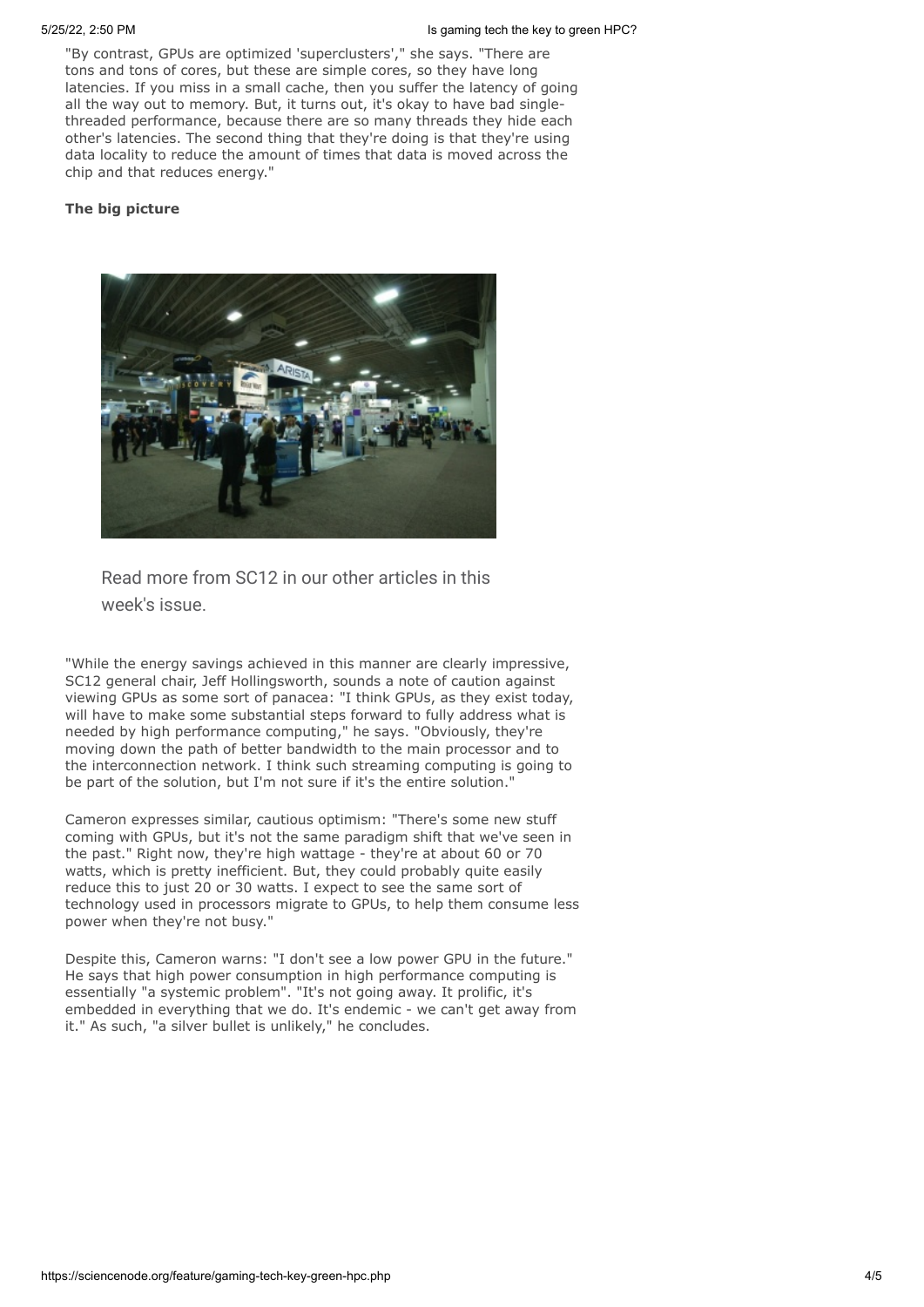"By contrast, GPUs are optimized 'superclusters'," she says. "There are tons and tons of cores, but these are simple cores, so they have long latencies. If you miss in a small cache, then you suffer the latency of going all the way out to memory. But, it turns out, it's okay to have bad single-threaded performance, because there are so many threads they hide each other's latencies. The second thing that they're doing is that they're using data locality to reduce the amount of times that data is moved across the chip and that reduces energy."

**The big picture**

Read more from SC12 in our other articles in this week's issue.

"While the energy savings achieved in this manner are clearly impressive, SC12 general chair, Jeff Hollingsworth, sounds a note of caution against viewing GPUs as some sort of panacea: "I think GPUs, as they exist today, will have to make some substantial steps forward to fully address what is needed by high performance computing," he says. "Obviously, they're moving down the path of better bandwidth to the main processor and to the interconnection network. I think such streaming computing is going to be part of the solution, but I'm not sure if it's the entire solution."

Cameron expresses similar, cautious optimism: "There's some new stuff coming with GPUs, but it's not the same paradigm shift that we've seen in the past." Right now, they're high wattage - they're at about 60 or 70 watts, which is pretty inefficient. But, they could probably quite easily reduce this to just 20 or 30 watts. I expect to see the same sort of technology used in processors migrate to GPUs, to help them consume less power when they're not busy."

Despite this, Cameron warns: "I don't see a low power GPU in the future." He says that high power consumption in high performance computing is essentially "a systemic problem". "It's not going away. It prolific, it's embedded in everything that we do. It's endemic - we can't get away from it." As such, "a silver bullet is unlikely," he concludes.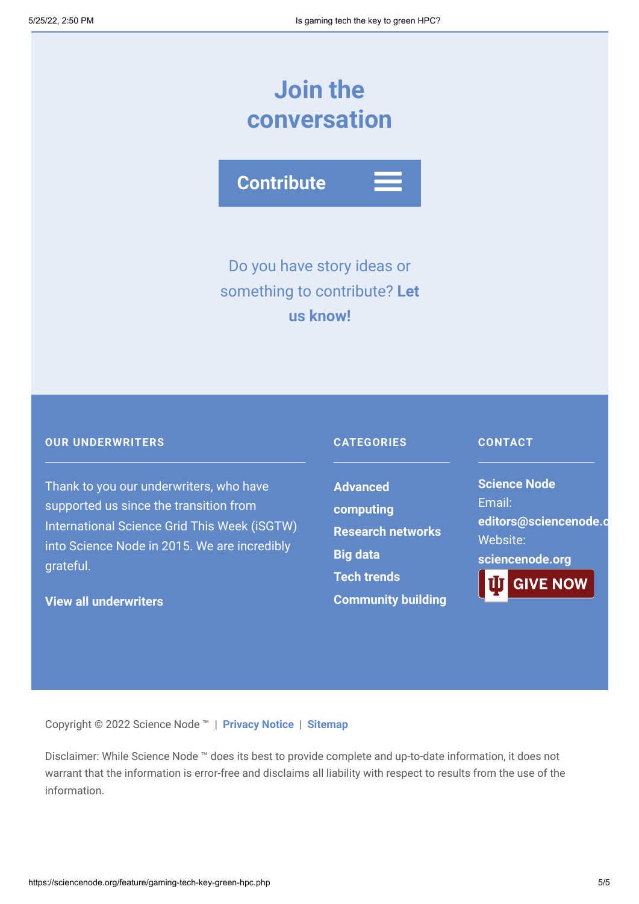# Join the conversation

**Contribute**

Do you have story ideas or something to contribute? **Let us know!**

**OUR UNDERWRITERS**

Thank to you our underwriters, who have supported us since the transition from International Science Grid This Week (iSGTW) into Science Node in 2015. We are incredibly grateful.

**View all underwriters**

**CATEGORIES**

- **Advanced computing**
- **Research networks**
- **Big data**
- **Tech trends**
- **Community building**

**CONTACT**

**Science Node**
Email:
**editors@sciencenode.o**
Website:
**sciencenode.org**

**GIVE NOW**

Copyright © 2022 Science Node ™ | **Privacy Notice** | **Sitemap**

Disclaimer: While Science Node ™ does its best to provide complete and up-to-date information, it does not warrant that the information is error-free and disclaims all liability with respect to results from the use of the information.